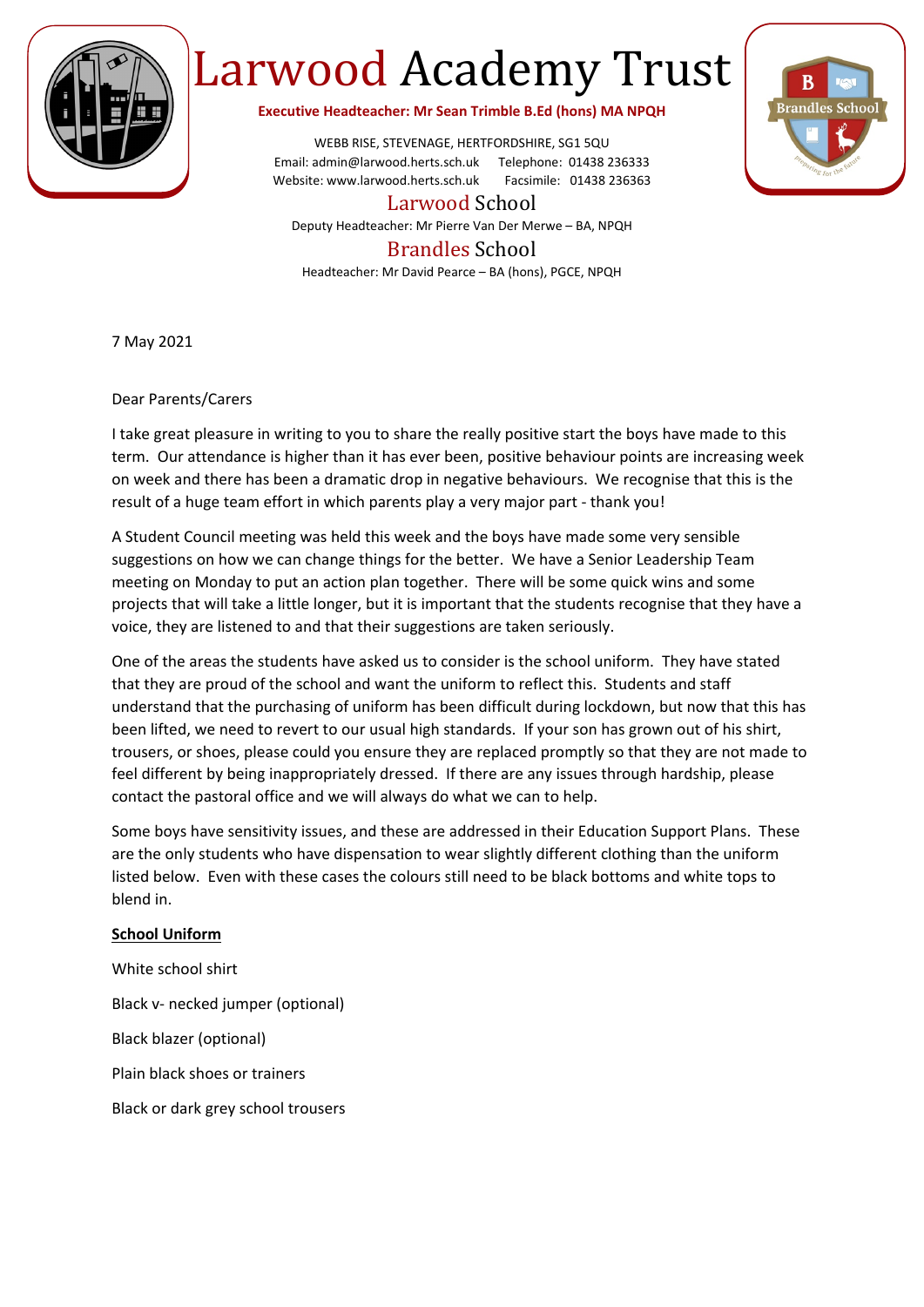# Larwood Academy Trust

**Executive Headteacher: Mr Sean Trimble B.Ed (hons) MA NPQH**

WEBB RISE, STEVENAGE, HERTFORDSHIRE, SG1 5QU
Email: admin@larwood.herts.sch.uk Telephone: 01438 236333
Website: www.larwood.herts.sch.uk Facsimile: 01438 236363

## Larwood School

Deputy Headteacher: Mr Pierre Van Der Merwe – BA, NPQH

## Brandles School

Headteacher: Mr David Pearce – BA (hons), PGCE, NPQH

7 May 2021

Dear Parents/Carers

I take great pleasure in writing to you to share the really positive start the boys have made to this term. Our attendance is higher than it has ever been, positive behaviour points are increasing week on week and there has been a dramatic drop in negative behaviours. We recognise that this is the result of a huge team effort in which parents play a very major part - thank you!

A Student Council meeting was held this week and the boys have made some very sensible suggestions on how we can change things for the better. We have a Senior Leadership Team meeting on Monday to put an action plan together. There will be some quick wins and some projects that will take a little longer, but it is important that the students recognise that they have a voice, they are listened to and that their suggestions are taken seriously.

One of the areas the students have asked us to consider is the school uniform. They have stated that they are proud of the school and want the uniform to reflect this. Students and staff understand that the purchasing of uniform has been difficult during lockdown, but now that this has been lifted, we need to revert to our usual high standards. If your son has grown out of his shirt, trousers, or shoes, please could you ensure they are replaced promptly so that they are not made to feel different by being inappropriately dressed. If there are any issues through hardship, please contact the pastoral office and we will always do what we can to help.

Some boys have sensitivity issues, and these are addressed in their Education Support Plans. These are the only students who have dispensation to wear slightly different clothing than the uniform listed below. Even with these cases the colours still need to be black bottoms and white tops to blend in.

**School Uniform**

White school shirt

Black v- necked jumper (optional)

Black blazer (optional)

Plain black shoes or trainers

Black or dark grey school trousers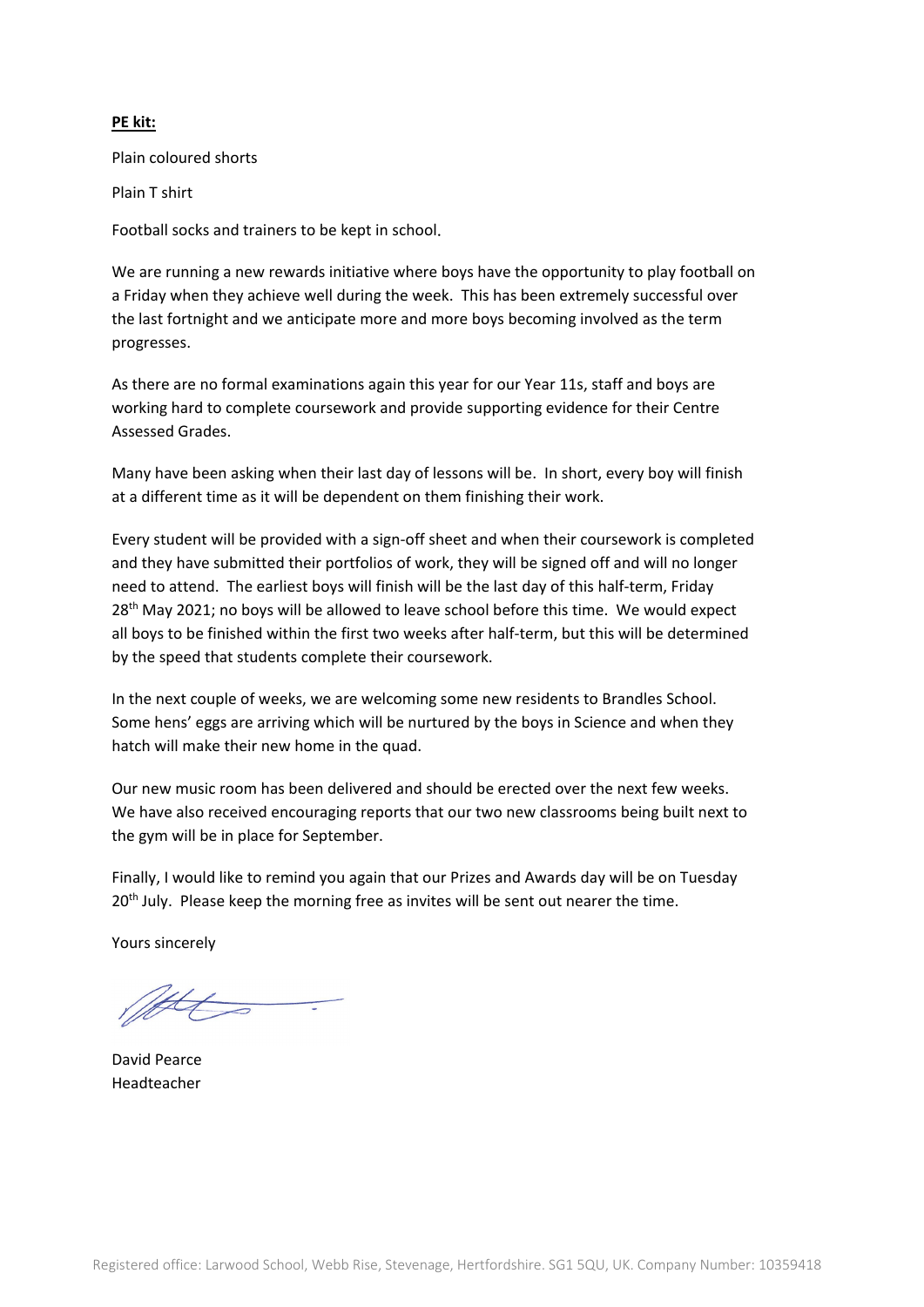**PE kit:**

Plain coloured shorts

Plain T shirt

Football socks and trainers to be kept in school.

We are running a new rewards initiative where boys have the opportunity to play football on a Friday when they achieve well during the week. This has been extremely successful over the last fortnight and we anticipate more and more boys becoming involved as the term progresses.

As there are no formal examinations again this year for our Year 11s, staff and boys are working hard to complete coursework and provide supporting evidence for their Centre Assessed Grades.

Many have been asking when their last day of lessons will be. In short, every boy will finish at a different time as it will be dependent on them finishing their work.

Every student will be provided with a sign-off sheet and when their coursework is completed and they have submitted their portfolios of work, they will be signed off and will no longer need to attend. The earliest boys will finish will be the last day of this half-term, Friday 28th May 2021; no boys will be allowed to leave school before this time. We would expect all boys to be finished within the first two weeks after half-term, but this will be determined by the speed that students complete their coursework.

In the next couple of weeks, we are welcoming some new residents to Brandles School. Some hens' eggs are arriving which will be nurtured by the boys in Science and when they hatch will make their new home in the quad.

Our new music room has been delivered and should be erected over the next few weeks. We have also received encouraging reports that our two new classrooms being built next to the gym will be in place for September.

Finally, I would like to remind you again that our Prizes and Awards day will be on Tuesday 20th July. Please keep the morning free as invites will be sent out nearer the time.

Yours sincerely

David Pearce
Headteacher

Registered office: Larwood School, Webb Rise, Stevenage, Hertfordshire. SG1 5QU, UK. Company Number: 10359418